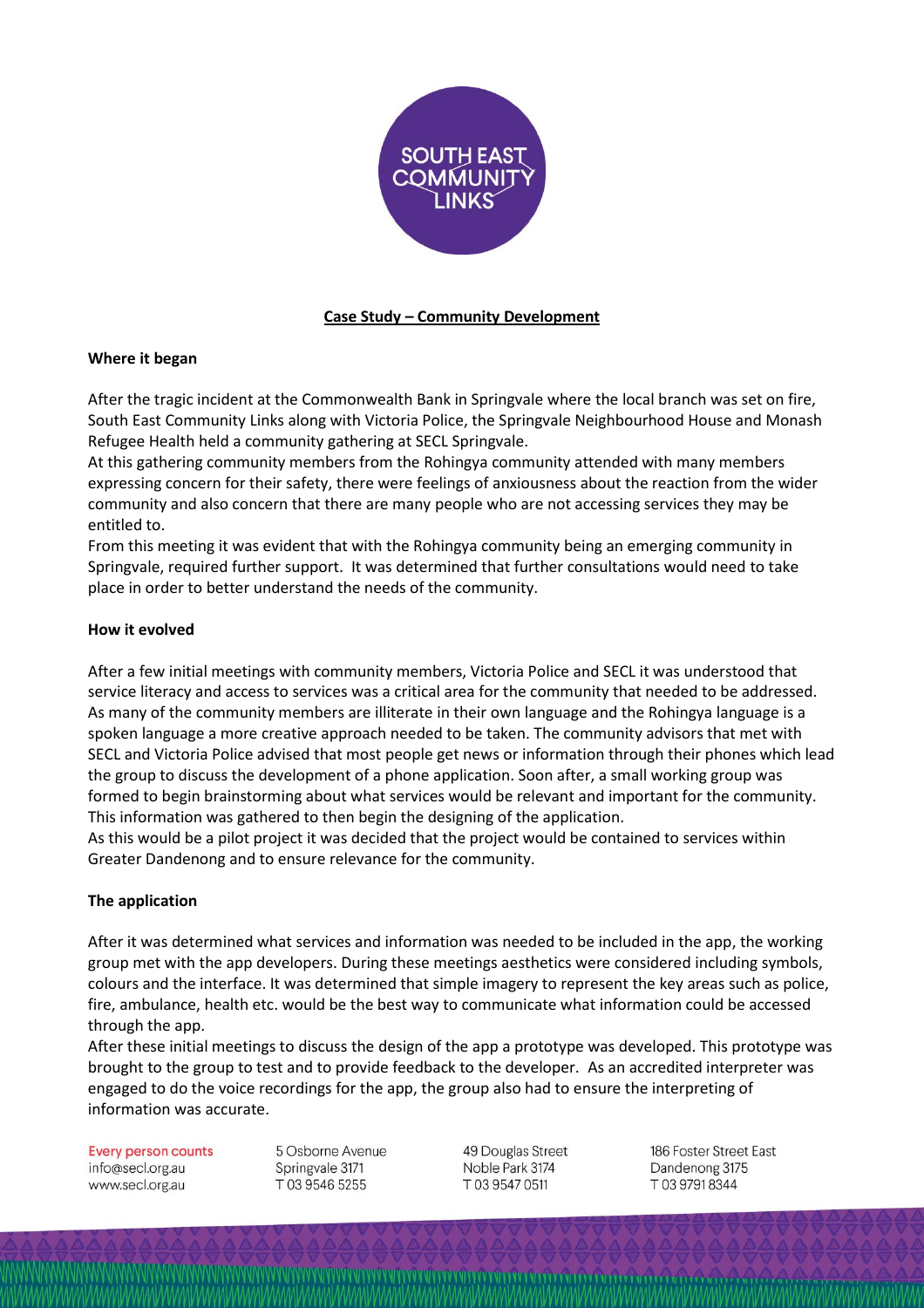# Case Study – Community Development

**Where it began**

After the tragic incident at the Commonwealth Bank in Springvale where the local branch was set on fire, South East Community Links along with Victoria Police, the Springvale Neighbourhood House and Monash Refugee Health held a community gathering at SECL Springvale.
At this gathering community members from the Rohingya community attended with many members expressing concern for their safety, there were feelings of anxiousness about the reaction from the wider community and also concern that there are many people who are not accessing services they may be entitled to.
From this meeting it was evident that with the Rohingya community being an emerging community in Springvale, required further support. It was determined that further consultations would need to take place in order to better understand the needs of the community.

**How it evolved**

After a few initial meetings with community members, Victoria Police and SECL it was understood that service literacy and access to services was a critical area for the community that needed to be addressed. As many of the community members are illiterate in their own language and the Rohingya language is a spoken language a more creative approach needed to be taken. The community advisors that met with SECL and Victoria Police advised that most people get news or information through their phones which lead the group to discuss the development of a phone application. Soon after, a small working group was formed to begin brainstorming about what services would be relevant and important for the community. This information was gathered to then begin the designing of the application.
As this would be a pilot project it was decided that the project would be contained to services within Greater Dandenong and to ensure relevance for the community.

**The application**

After it was determined what services and information was needed to be included in the app, the working group met with the app developers. During these meetings aesthetics were considered including symbols, colours and the interface. It was determined that simple imagery to represent the key areas such as police, fire, ambulance, health etc. would be the best way to communicate what information could be accessed through the app.
After these initial meetings to discuss the design of the app a prototype was developed. This prototype was brought to the group to test and to provide feedback to the developer. As an accredited interpreter was engaged to do the voice recordings for the app, the group also had to ensure the interpreting of information was accurate.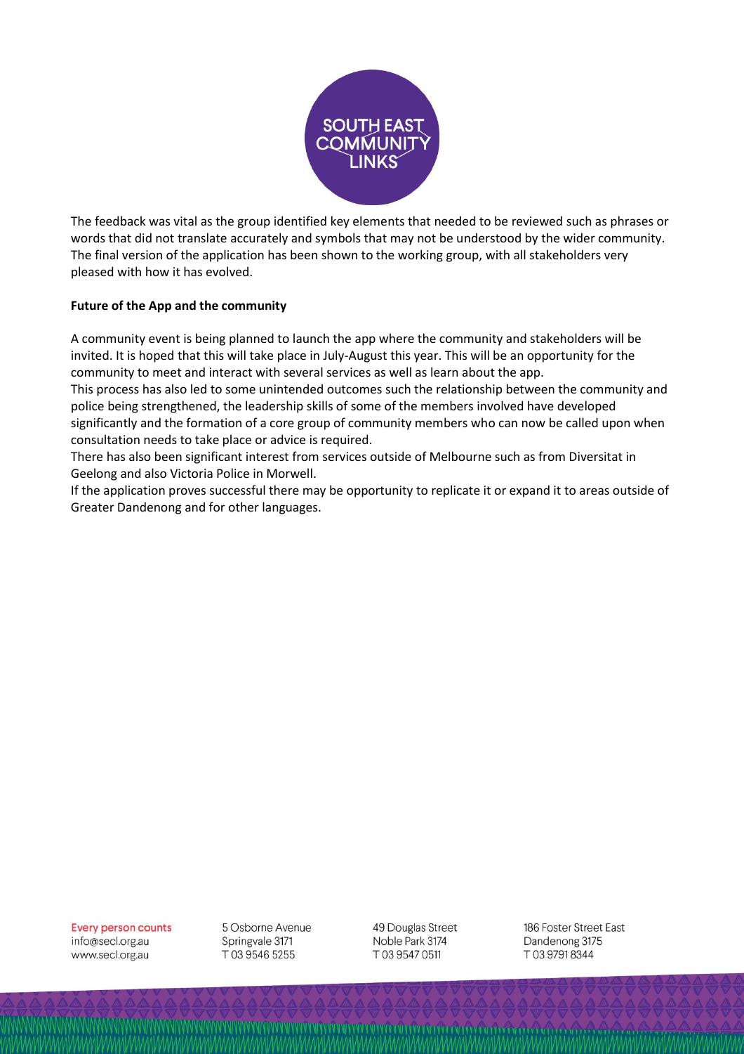The feedback was vital as the group identified key elements that needed to be reviewed such as phrases or words that did not translate accurately and symbols that may not be understood by the wider community. The final version of the application has been shown to the working group, with all stakeholders very pleased with how it has evolved.

**Future of the App and the community**

A community event is being planned to launch the app where the community and stakeholders will be invited. It is hoped that this will take place in July-August this year. This will be an opportunity for the community to meet and interact with several services as well as learn about the app.

This process has also led to some unintended outcomes such the relationship between the community and police being strengthened, the leadership skills of some of the members involved have developed significantly and the formation of a core group of community members who can now be called upon when consultation needs to take place or advice is required.

There has also been significant interest from services outside of Melbourne such as from Diversitat in Geelong and also Victoria Police in Morwell.

If the application proves successful there may be opportunity to replicate it or expand it to areas outside of Greater Dandenong and for other languages.